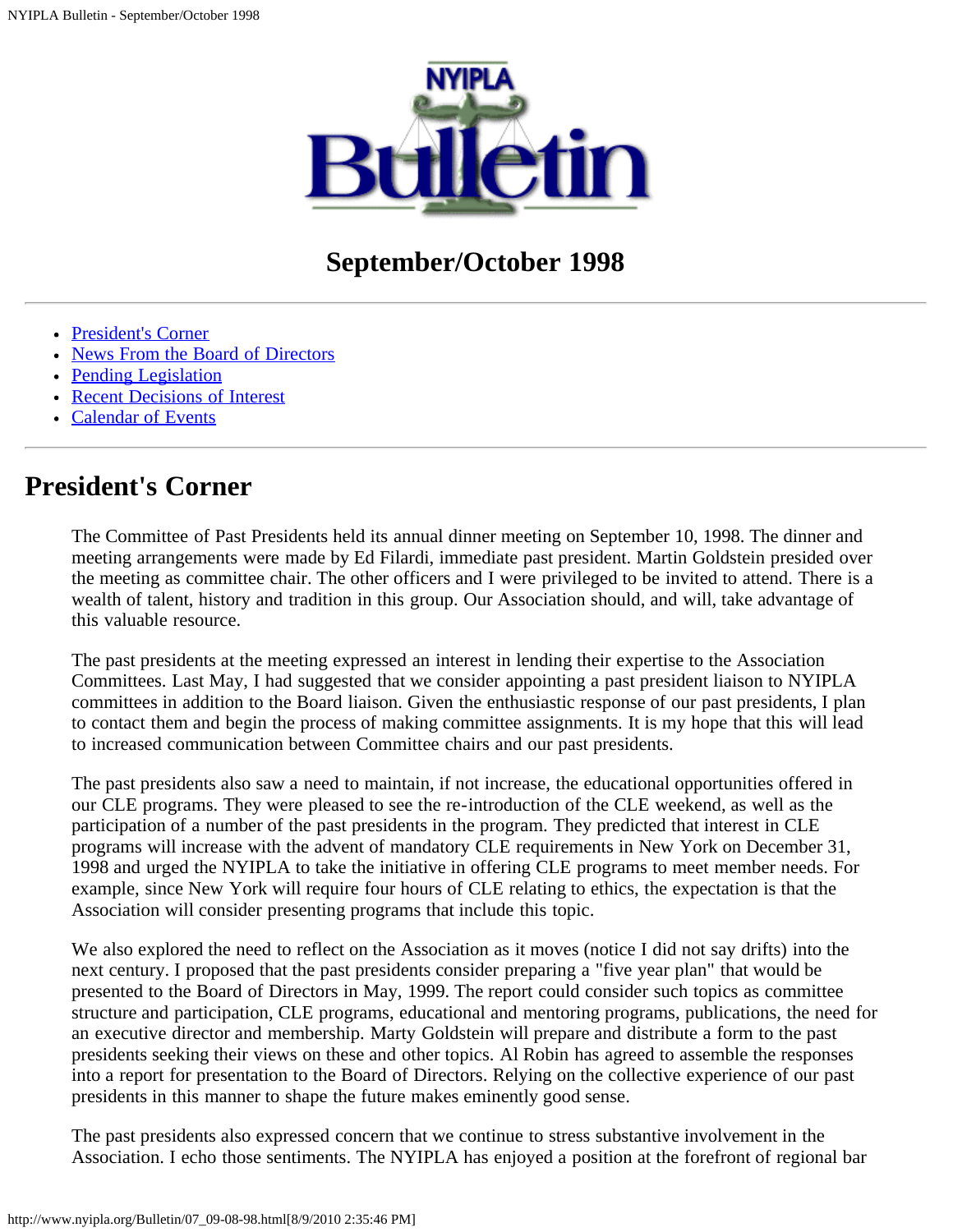# NYIPLA Bulletin

## September/October 1998

- President's Corner
- News From the Board of Directors
- Pending Legislation
- Recent Decisions of Interest
- Calendar of Events

---

# President's Corner

The Committee of Past Presidents held its annual dinner meeting on September 10, 1998. The dinner and meeting arrangements were made by Ed Filardi, immediate past president. Martin Goldstein presided over the meeting as committee chair. The other officers and I were privileged to be invited to attend. There is a wealth of talent, history and tradition in this group. Our Association should, and will, take advantage of this valuable resource.

The past presidents at the meeting expressed an interest in lending their expertise to the Association Committees. Last May, I had suggested that we consider appointing a past president liaison to NYIPLA committees in addition to the Board liaison. Given the enthusiastic response of our past presidents, I plan to contact them and begin the process of making committee assignments. It is my hope that this will lead to increased communication between Committee chairs and our past presidents.

The past presidents also saw a need to maintain, if not increase, the educational opportunities offered in our CLE programs. They were pleased to see the re-introduction of the CLE weekend, as well as the participation of a number of the past presidents in the program. They predicted that interest in CLE programs will increase with the advent of mandatory CLE requirements in New York on December 31, 1998 and urged the NYIPLA to take the initiative in offering CLE programs to meet member needs. For example, since New York will require four hours of CLE relating to ethics, the expectation is that the Association will consider presenting programs that include this topic.

We also explored the need to reflect on the Association as it moves (notice I did not say drifts) into the next century. I proposed that the past presidents consider preparing a "five year plan" that would be presented to the Board of Directors in May, 1999. The report could consider such topics as committee structure and participation, CLE programs, educational and mentoring programs, publications, the need for an executive director and membership. Marty Goldstein will prepare and distribute a form to the past presidents seeking their views on these and other topics. Al Robin has agreed to assemble the responses into a report for presentation to the Board of Directors. Relying on the collective experience of our past presidents in this manner to shape the future makes eminently good sense.

The past presidents also expressed concern that we continue to stress substantive involvement in the Association. I echo those sentiments. The NYIPLA has enjoyed a position at the forefront of regional bar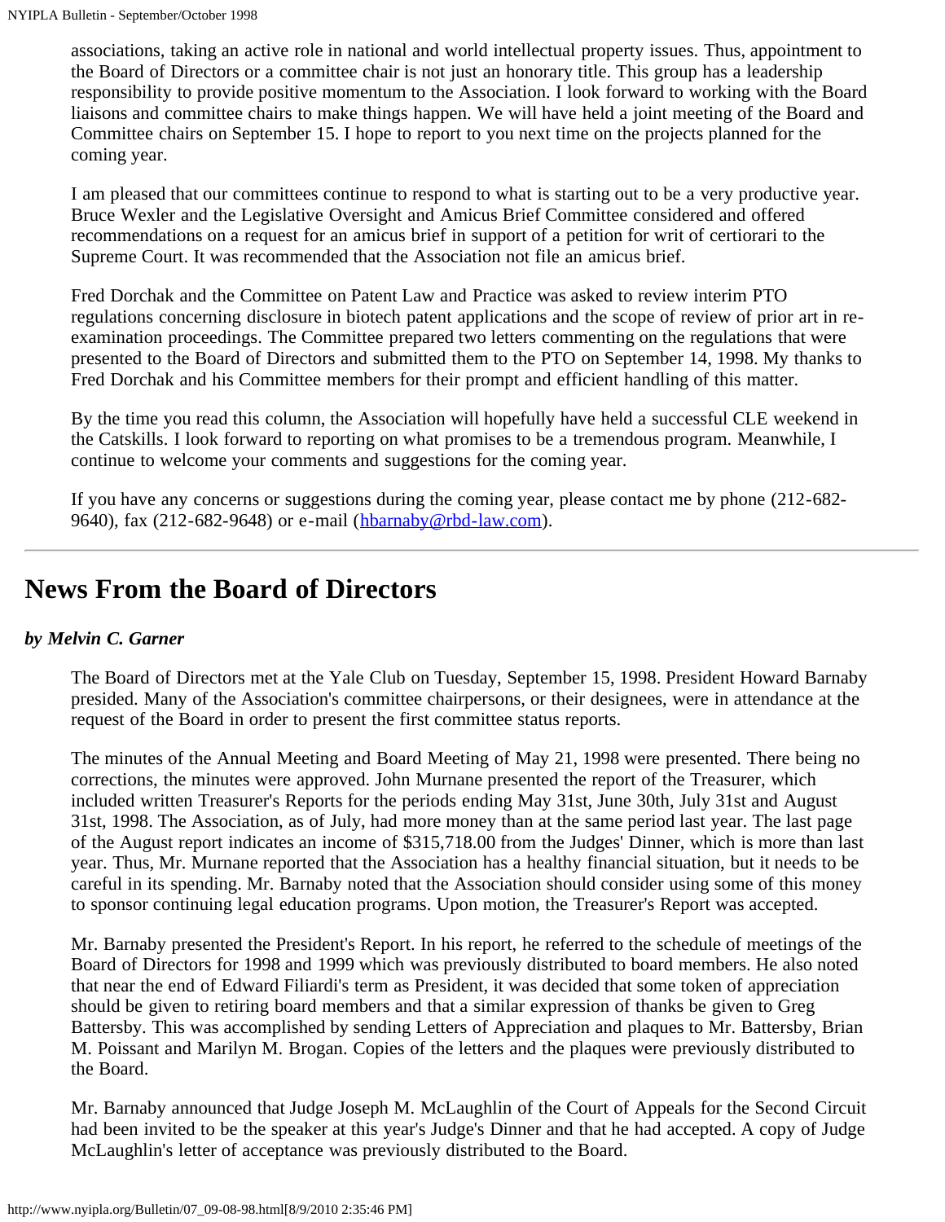associations, taking an active role in national and world intellectual property issues. Thus, appointment to the Board of Directors or a committee chair is not just an honorary title. This group has a leadership responsibility to provide positive momentum to the Association. I look forward to working with the Board liaisons and committee chairs to make things happen. We will have held a joint meeting of the Board and Committee chairs on September 15. I hope to report to you next time on the projects planned for the coming year.

I am pleased that our committees continue to respond to what is starting out to be a very productive year. Bruce Wexler and the Legislative Oversight and Amicus Brief Committee considered and offered recommendations on a request for an amicus brief in support of a petition for writ of certiorari to the Supreme Court. It was recommended that the Association not file an amicus brief.

Fred Dorchak and the Committee on Patent Law and Practice was asked to review interim PTO regulations concerning disclosure in biotech patent applications and the scope of review of prior art in re-examination proceedings. The Committee prepared two letters commenting on the regulations that were presented to the Board of Directors and submitted them to the PTO on September 14, 1998. My thanks to Fred Dorchak and his Committee members for their prompt and efficient handling of this matter.

By the time you read this column, the Association will hopefully have held a successful CLE weekend in the Catskills. I look forward to reporting on what promises to be a tremendous program. Meanwhile, I continue to welcome your comments and suggestions for the coming year.

If you have any concerns or suggestions during the coming year, please contact me by phone (212-682-9640), fax (212-682-9648) or e-mail (hbarnaby@rbd-law.com).

---

# News From the Board of Directors

***by Melvin C. Garner***

The Board of Directors met at the Yale Club on Tuesday, September 15, 1998. President Howard Barnaby presided. Many of the Association's committee chairpersons, or their designees, were in attendance at the request of the Board in order to present the first committee status reports.

The minutes of the Annual Meeting and Board Meeting of May 21, 1998 were presented. There being no corrections, the minutes were approved. John Murnane presented the report of the Treasurer, which included written Treasurer's Reports for the periods ending May 31st, June 30th, July 31st and August 31st, 1998. The Association, as of July, had more money than at the same period last year. The last page of the August report indicates an income of $315,718.00 from the Judges' Dinner, which is more than last year. Thus, Mr. Murnane reported that the Association has a healthy financial situation, but it needs to be careful in its spending. Mr. Barnaby noted that the Association should consider using some of this money to sponsor continuing legal education programs. Upon motion, the Treasurer's Report was accepted.

Mr. Barnaby presented the President's Report. In his report, he referred to the schedule of meetings of the Board of Directors for 1998 and 1999 which was previously distributed to board members. He also noted that near the end of Edward Filiardi's term as President, it was decided that some token of appreciation should be given to retiring board members and that a similar expression of thanks be given to Greg Battersby. This was accomplished by sending Letters of Appreciation and plaques to Mr. Battersby, Brian M. Poissant and Marilyn M. Brogan. Copies of the letters and the plaques were previously distributed to the Board.

Mr. Barnaby announced that Judge Joseph M. McLaughlin of the Court of Appeals for the Second Circuit had been invited to be the speaker at this year's Judge's Dinner and that he had accepted. A copy of Judge McLaughlin's letter of acceptance was previously distributed to the Board.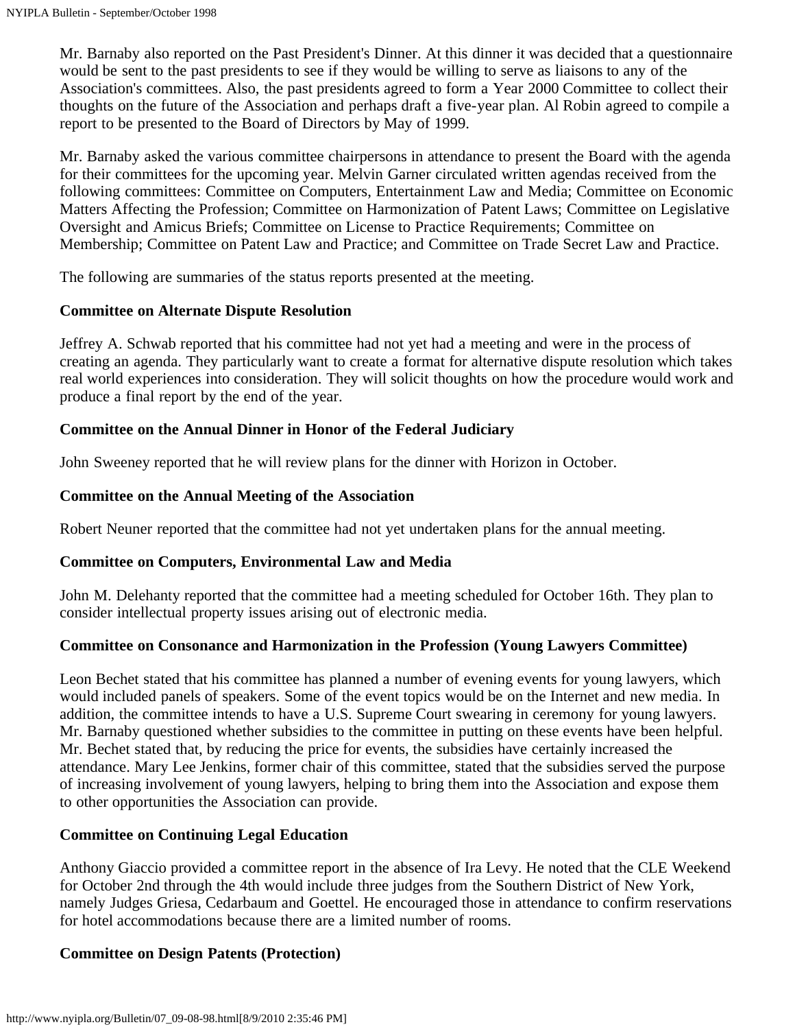Mr. Barnaby also reported on the Past President's Dinner. At this dinner it was decided that a questionnaire would be sent to the past presidents to see if they would be willing to serve as liaisons to any of the Association's committees. Also, the past presidents agreed to form a Year 2000 Committee to collect their thoughts on the future of the Association and perhaps draft a five-year plan. Al Robin agreed to compile a report to be presented to the Board of Directors by May of 1999.

Mr. Barnaby asked the various committee chairpersons in attendance to present the Board with the agenda for their committees for the upcoming year. Melvin Garner circulated written agendas received from the following committees: Committee on Computers, Entertainment Law and Media; Committee on Economic Matters Affecting the Profession; Committee on Harmonization of Patent Laws; Committee on Legislative Oversight and Amicus Briefs; Committee on License to Practice Requirements; Committee on Membership; Committee on Patent Law and Practice; and Committee on Trade Secret Law and Practice.

The following are summaries of the status reports presented at the meeting.

**Committee on Alternate Dispute Resolution**

Jeffrey A. Schwab reported that his committee had not yet had a meeting and were in the process of creating an agenda. They particularly want to create a format for alternative dispute resolution which takes real world experiences into consideration. They will solicit thoughts on how the procedure would work and produce a final report by the end of the year.

**Committee on the Annual Dinner in Honor of the Federal Judiciary**

John Sweeney reported that he will review plans for the dinner with Horizon in October.

**Committee on the Annual Meeting of the Association**

Robert Neuner reported that the committee had not yet undertaken plans for the annual meeting.

**Committee on Computers, Environmental Law and Media**

John M. Delehanty reported that the committee had a meeting scheduled for October 16th. They plan to consider intellectual property issues arising out of electronic media.

**Committee on Consonance and Harmonization in the Profession (Young Lawyers Committee)**

Leon Bechet stated that his committee has planned a number of evening events for young lawyers, which would included panels of speakers. Some of the event topics would be on the Internet and new media. In addition, the committee intends to have a U.S. Supreme Court swearing in ceremony for young lawyers. Mr. Barnaby questioned whether subsidies to the committee in putting on these events have been helpful. Mr. Bechet stated that, by reducing the price for events, the subsidies have certainly increased the attendance. Mary Lee Jenkins, former chair of this committee, stated that the subsidies served the purpose of increasing involvement of young lawyers, helping to bring them into the Association and expose them to other opportunities the Association can provide.

**Committee on Continuing Legal Education**

Anthony Giaccio provided a committee report in the absence of Ira Levy. He noted that the CLE Weekend for October 2nd through the 4th would include three judges from the Southern District of New York, namely Judges Griesa, Cedarbaum and Goettel. He encouraged those in attendance to confirm reservations for hotel accommodations because there are a limited number of rooms.

**Committee on Design Patents (Protection)**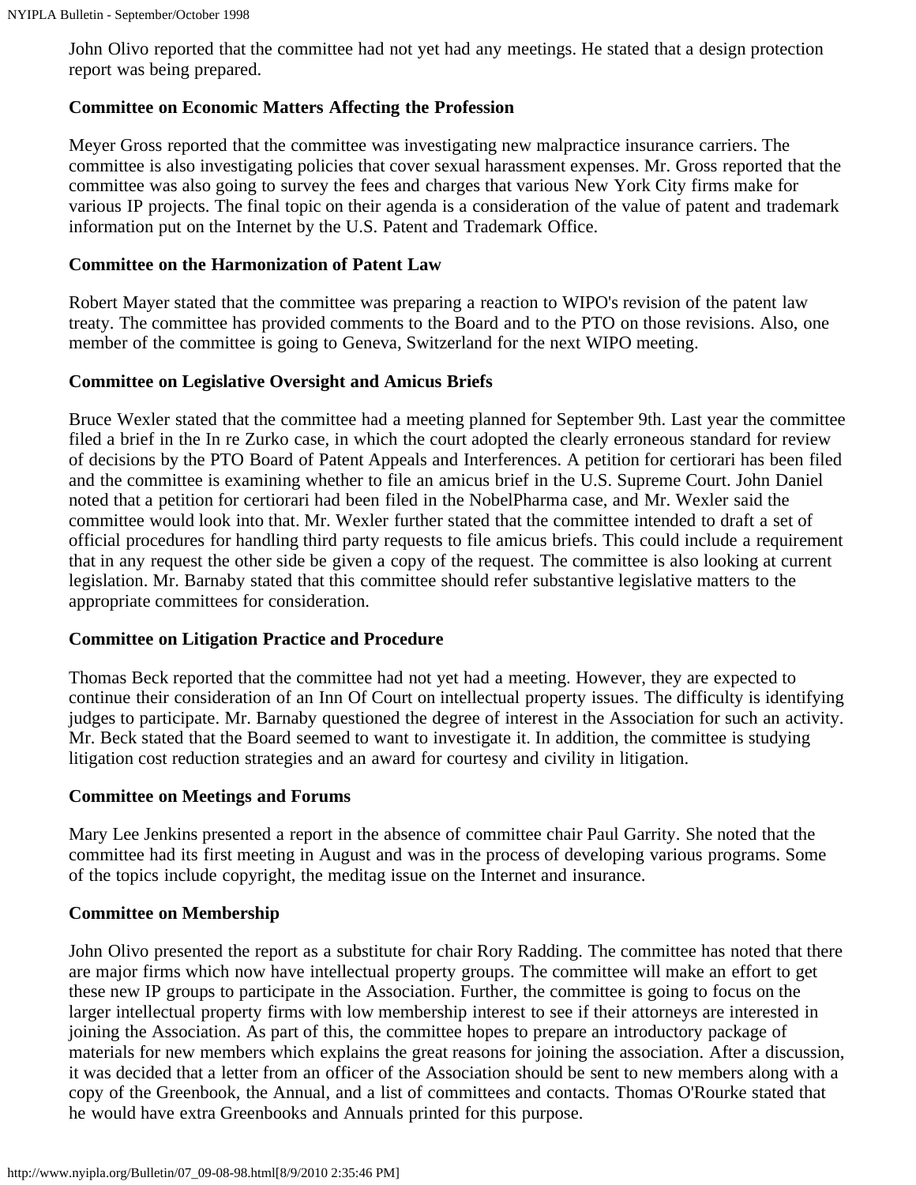John Olivo reported that the committee had not yet had any meetings. He stated that a design protection report was being prepared.

**Committee on Economic Matters Affecting the Profession**

Meyer Gross reported that the committee was investigating new malpractice insurance carriers. The committee is also investigating policies that cover sexual harassment expenses. Mr. Gross reported that the committee was also going to survey the fees and charges that various New York City firms make for various IP projects. The final topic on their agenda is a consideration of the value of patent and trademark information put on the Internet by the U.S. Patent and Trademark Office.

**Committee on the Harmonization of Patent Law**

Robert Mayer stated that the committee was preparing a reaction to WIPO's revision of the patent law treaty. The committee has provided comments to the Board and to the PTO on those revisions. Also, one member of the committee is going to Geneva, Switzerland for the next WIPO meeting.

**Committee on Legislative Oversight and Amicus Briefs**

Bruce Wexler stated that the committee had a meeting planned for September 9th. Last year the committee filed a brief in the In re Zurko case, in which the court adopted the clearly erroneous standard for review of decisions by the PTO Board of Patent Appeals and Interferences. A petition for certiorari has been filed and the committee is examining whether to file an amicus brief in the U.S. Supreme Court. John Daniel noted that a petition for certiorari had been filed in the NobelPharma case, and Mr. Wexler said the committee would look into that. Mr. Wexler further stated that the committee intended to draft a set of official procedures for handling third party requests to file amicus briefs. This could include a requirement that in any request the other side be given a copy of the request. The committee is also looking at current legislation. Mr. Barnaby stated that this committee should refer substantive legislative matters to the appropriate committees for consideration.

**Committee on Litigation Practice and Procedure**

Thomas Beck reported that the committee had not yet had a meeting. However, they are expected to continue their consideration of an Inn Of Court on intellectual property issues. The difficulty is identifying judges to participate. Mr. Barnaby questioned the degree of interest in the Association for such an activity. Mr. Beck stated that the Board seemed to want to investigate it. In addition, the committee is studying litigation cost reduction strategies and an award for courtesy and civility in litigation.

**Committee on Meetings and Forums**

Mary Lee Jenkins presented a report in the absence of committee chair Paul Garrity. She noted that the committee had its first meeting in August and was in the process of developing various programs. Some of the topics include copyright, the meditag issue on the Internet and insurance.

**Committee on Membership**

John Olivo presented the report as a substitute for chair Rory Radding. The committee has noted that there are major firms which now have intellectual property groups. The committee will make an effort to get these new IP groups to participate in the Association. Further, the committee is going to focus on the larger intellectual property firms with low membership interest to see if their attorneys are interested in joining the Association. As part of this, the committee hopes to prepare an introductory package of materials for new members which explains the great reasons for joining the association. After a discussion, it was decided that a letter from an officer of the Association should be sent to new members along with a copy of the Greenbook, the Annual, and a list of committees and contacts. Thomas O'Rourke stated that he would have extra Greenbooks and Annuals printed for this purpose.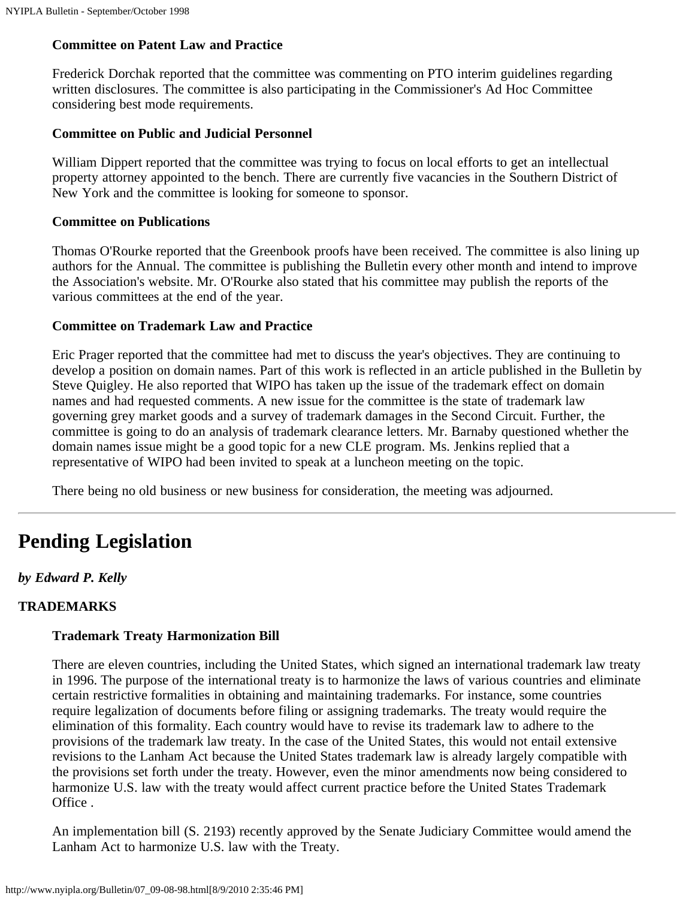**Committee on Patent Law and Practice**

Frederick Dorchak reported that the committee was commenting on PTO interim guidelines regarding written disclosures. The committee is also participating in the Commissioner's Ad Hoc Committee considering best mode requirements.

**Committee on Public and Judicial Personnel**

William Dippert reported that the committee was trying to focus on local efforts to get an intellectual property attorney appointed to the bench. There are currently five vacancies in the Southern District of New York and the committee is looking for someone to sponsor.

**Committee on Publications**

Thomas O'Rourke reported that the Greenbook proofs have been received. The committee is also lining up authors for the Annual. The committee is publishing the Bulletin every other month and intend to improve the Association's website. Mr. O'Rourke also stated that his committee may publish the reports of the various committees at the end of the year.

**Committee on Trademark Law and Practice**

Eric Prager reported that the committee had met to discuss the year's objectives. They are continuing to develop a position on domain names. Part of this work is reflected in an article published in the Bulletin by Steve Quigley. He also reported that WIPO has taken up the issue of the trademark effect on domain names and had requested comments. A new issue for the committee is the state of trademark law governing grey market goods and a survey of trademark damages in the Second Circuit. Further, the committee is going to do an analysis of trademark clearance letters. Mr. Barnaby questioned whether the domain names issue might be a good topic for a new CLE program. Ms. Jenkins replied that a representative of WIPO had been invited to speak at a luncheon meeting on the topic.

There being no old business or new business for consideration, the meeting was adjourned.

---

# Pending Legislation

***by Edward P. Kelly***

**TRADEMARKS**

**Trademark Treaty Harmonization Bill**

There are eleven countries, including the United States, which signed an international trademark law treaty in 1996. The purpose of the international treaty is to harmonize the laws of various countries and eliminate certain restrictive formalities in obtaining and maintaining trademarks. For instance, some countries require legalization of documents before filing or assigning trademarks. The treaty would require the elimination of this formality. Each country would have to revise its trademark law to adhere to the provisions of the trademark law treaty. In the case of the United States, this would not entail extensive revisions to the Lanham Act because the United States trademark law is already largely compatible with the provisions set forth under the treaty. However, even the minor amendments now being considered to harmonize U.S. law with the treaty would affect current practice before the United States Trademark Office .

An implementation bill (S. 2193) recently approved by the Senate Judiciary Committee would amend the Lanham Act to harmonize U.S. law with the Treaty.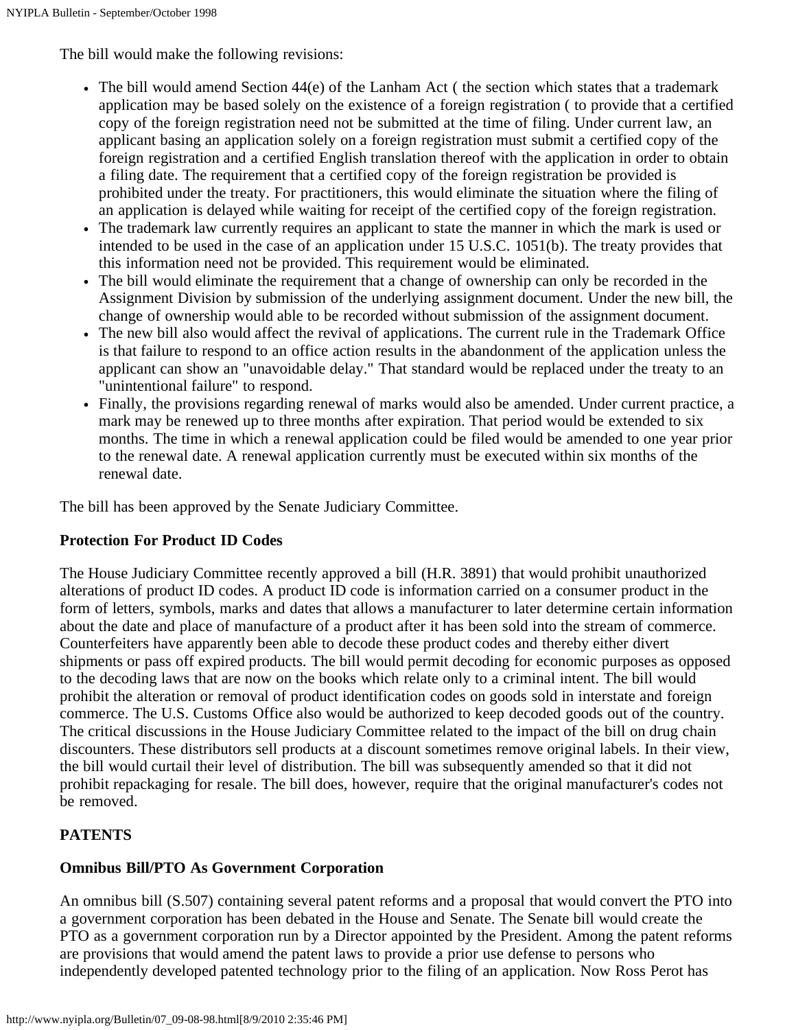The bill would make the following revisions:

- The bill would amend Section 44(e) of the Lanham Act ( the section which states that a trademark application may be based solely on the existence of a foreign registration ( to provide that a certified copy of the foreign registration need not be submitted at the time of filing. Under current law, an applicant basing an application solely on a foreign registration must submit a certified copy of the foreign registration and a certified English translation thereof with the application in order to obtain a filing date. The requirement that a certified copy of the foreign registration be provided is prohibited under the treaty. For practitioners, this would eliminate the situation where the filing of an application is delayed while waiting for receipt of the certified copy of the foreign registration.
- The trademark law currently requires an applicant to state the manner in which the mark is used or intended to be used in the case of an application under 15 U.S.C. 1051(b). The treaty provides that this information need not be provided. This requirement would be eliminated.
- The bill would eliminate the requirement that a change of ownership can only be recorded in the Assignment Division by submission of the underlying assignment document. Under the new bill, the change of ownership would able to be recorded without submission of the assignment document.
- The new bill also would affect the revival of applications. The current rule in the Trademark Office is that failure to respond to an office action results in the abandonment of the application unless the applicant can show an "unavoidable delay." That standard would be replaced under the treaty to an "unintentional failure" to respond.
- Finally, the provisions regarding renewal of marks would also be amended. Under current practice, a mark may be renewed up to three months after expiration. That period would be extended to six months. The time in which a renewal application could be filed would be amended to one year prior to the renewal date. A renewal application currently must be executed within six months of the renewal date.

The bill has been approved by the Senate Judiciary Committee.

**Protection For Product ID Codes**

The House Judiciary Committee recently approved a bill (H.R. 3891) that would prohibit unauthorized alterations of product ID codes. A product ID code is information carried on a consumer product in the form of letters, symbols, marks and dates that allows a manufacturer to later determine certain information about the date and place of manufacture of a product after it has been sold into the stream of commerce. Counterfeiters have apparently been able to decode these product codes and thereby either divert shipments or pass off expired products. The bill would permit decoding for economic purposes as opposed to the decoding laws that are now on the books which relate only to a criminal intent. The bill would prohibit the alteration or removal of product identification codes on goods sold in interstate and foreign commerce. The U.S. Customs Office also would be authorized to keep decoded goods out of the country. The critical discussions in the House Judiciary Committee related to the impact of the bill on drug chain discounters. These distributors sell products at a discount sometimes remove original labels. In their view, the bill would curtail their level of distribution. The bill was subsequently amended so that it did not prohibit repackaging for resale. The bill does, however, require that the original manufacturer's codes not be removed.

**PATENTS**

**Omnibus Bill/PTO As Government Corporation**

An omnibus bill (S.507) containing several patent reforms and a proposal that would convert the PTO into a government corporation has been debated in the House and Senate. The Senate bill would create the PTO as a government corporation run by a Director appointed by the President. Among the patent reforms are provisions that would amend the patent laws to provide a prior use defense to persons who independently developed patented technology prior to the filing of an application. Now Ross Perot has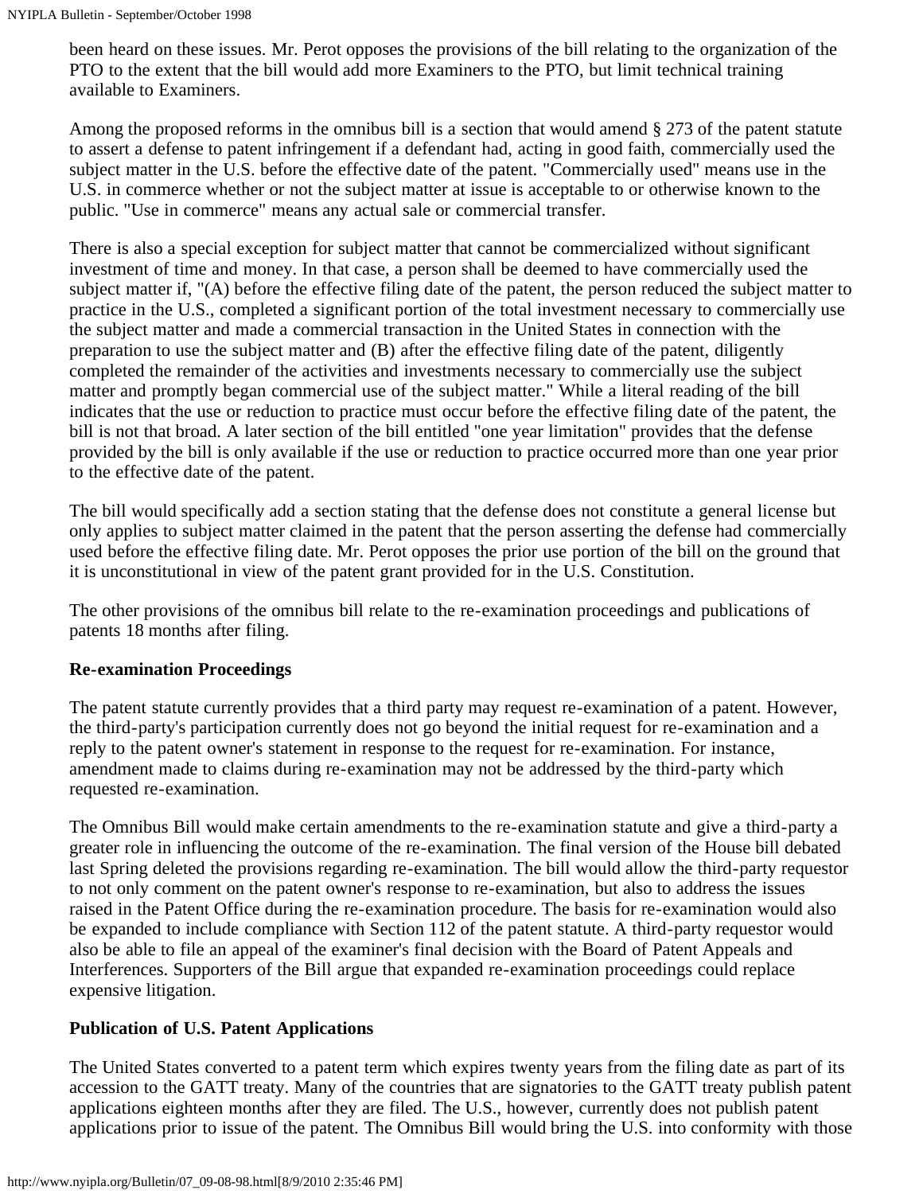been heard on these issues. Mr. Perot opposes the provisions of the bill relating to the organization of the PTO to the extent that the bill would add more Examiners to the PTO, but limit technical training available to Examiners.

Among the proposed reforms in the omnibus bill is a section that would amend § 273 of the patent statute to assert a defense to patent infringement if a defendant had, acting in good faith, commercially used the subject matter in the U.S. before the effective date of the patent. "Commercially used" means use in the U.S. in commerce whether or not the subject matter at issue is acceptable to or otherwise known to the public. "Use in commerce" means any actual sale or commercial transfer.

There is also a special exception for subject matter that cannot be commercialized without significant investment of time and money. In that case, a person shall be deemed to have commercially used the subject matter if, "(A) before the effective filing date of the patent, the person reduced the subject matter to practice in the U.S., completed a significant portion of the total investment necessary to commercially use the subject matter and made a commercial transaction in the United States in connection with the preparation to use the subject matter and (B) after the effective filing date of the patent, diligently completed the remainder of the activities and investments necessary to commercially use the subject matter and promptly began commercial use of the subject matter." While a literal reading of the bill indicates that the use or reduction to practice must occur before the effective filing date of the patent, the bill is not that broad. A later section of the bill entitled "one year limitation" provides that the defense provided by the bill is only available if the use or reduction to practice occurred more than one year prior to the effective date of the patent.

The bill would specifically add a section stating that the defense does not constitute a general license but only applies to subject matter claimed in the patent that the person asserting the defense had commercially used before the effective filing date. Mr. Perot opposes the prior use portion of the bill on the ground that it is unconstitutional in view of the patent grant provided for in the U.S. Constitution.

The other provisions of the omnibus bill relate to the re-examination proceedings and publications of patents 18 months after filing.

**Re-examination Proceedings**

The patent statute currently provides that a third party may request re-examination of a patent. However, the third-party's participation currently does not go beyond the initial request for re-examination and a reply to the patent owner's statement in response to the request for re-examination. For instance, amendment made to claims during re-examination may not be addressed by the third-party which requested re-examination.

The Omnibus Bill would make certain amendments to the re-examination statute and give a third-party a greater role in influencing the outcome of the re-examination. The final version of the House bill debated last Spring deleted the provisions regarding re-examination. The bill would allow the third-party requestor to not only comment on the patent owner's response to re-examination, but also to address the issues raised in the Patent Office during the re-examination procedure. The basis for re-examination would also be expanded to include compliance with Section 112 of the patent statute. A third-party requestor would also be able to file an appeal of the examiner's final decision with the Board of Patent Appeals and Interferences. Supporters of the Bill argue that expanded re-examination proceedings could replace expensive litigation.

**Publication of U.S. Patent Applications**

The United States converted to a patent term which expires twenty years from the filing date as part of its accession to the GATT treaty. Many of the countries that are signatories to the GATT treaty publish patent applications eighteen months after they are filed. The U.S., however, currently does not publish patent applications prior to issue of the patent. The Omnibus Bill would bring the U.S. into conformity with those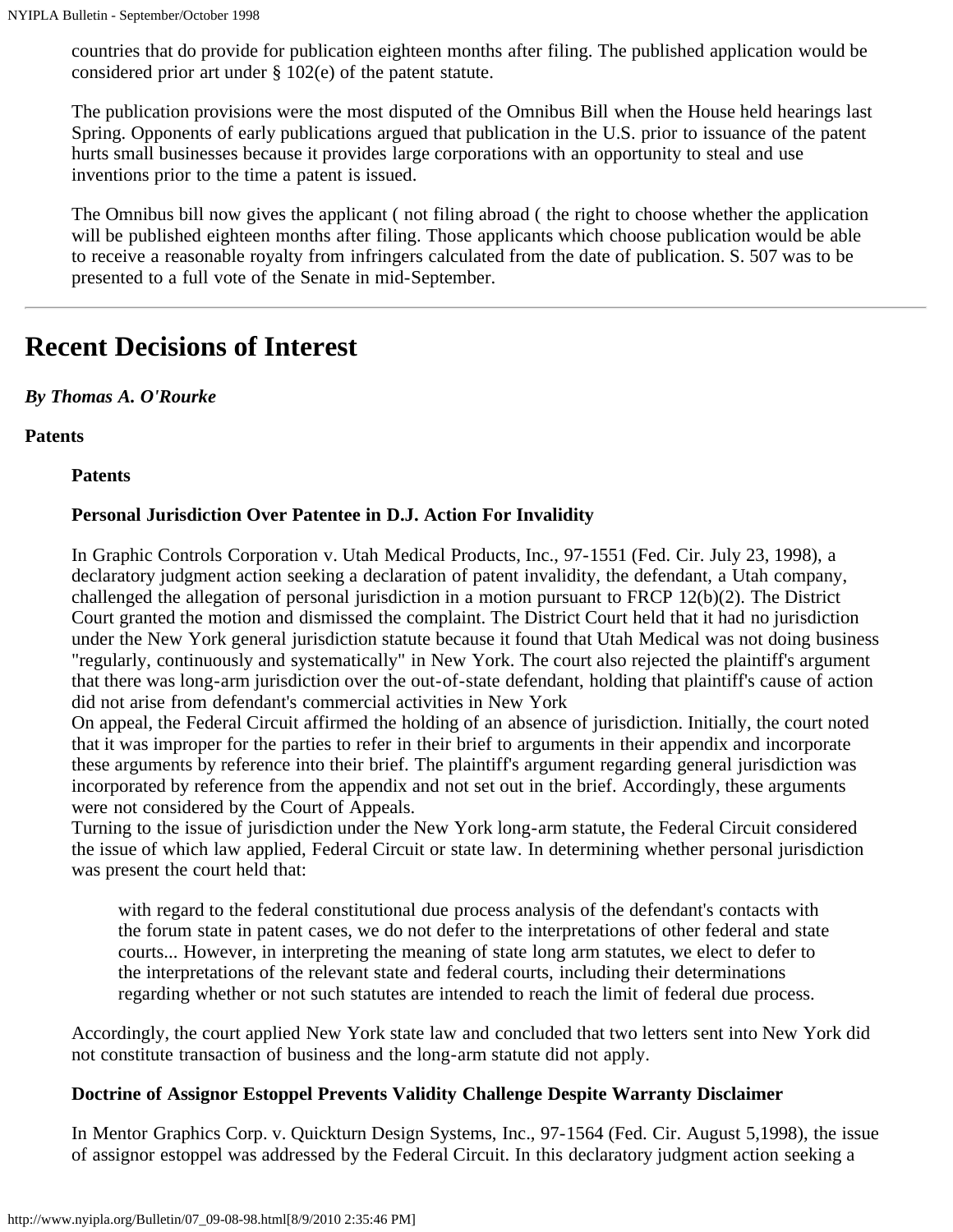countries that do provide for publication eighteen months after filing. The published application would be considered prior art under § 102(e) of the patent statute.

The publication provisions were the most disputed of the Omnibus Bill when the House held hearings last Spring. Opponents of early publications argued that publication in the U.S. prior to issuance of the patent hurts small businesses because it provides large corporations with an opportunity to steal and use inventions prior to the time a patent is issued.

The Omnibus bill now gives the applicant ( not filing abroad ( the right to choose whether the application will be published eighteen months after filing. Those applicants which choose publication would be able to receive a reasonable royalty from infringers calculated from the date of publication. S. 507 was to be presented to a full vote of the Senate in mid-September.

---

# Recent Decisions of Interest

***By Thomas A. O'Rourke***

**Patents**

**Patents**

**Personal Jurisdiction Over Patentee in D.J. Action For Invalidity**

In Graphic Controls Corporation v. Utah Medical Products, Inc., 97-1551 (Fed. Cir. July 23, 1998), a declaratory judgment action seeking a declaration of patent invalidity, the defendant, a Utah company, challenged the allegation of personal jurisdiction in a motion pursuant to FRCP 12(b)(2). The District Court granted the motion and dismissed the complaint. The District Court held that it had no jurisdiction under the New York general jurisdiction statute because it found that Utah Medical was not doing business "regularly, continuously and systematically" in New York. The court also rejected the plaintiff's argument that there was long-arm jurisdiction over the out-of-state defendant, holding that plaintiff's cause of action did not arise from defendant's commercial activities in New York

On appeal, the Federal Circuit affirmed the holding of an absence of jurisdiction. Initially, the court noted that it was improper for the parties to refer in their brief to arguments in their appendix and incorporate these arguments by reference into their brief. The plaintiff's argument regarding general jurisdiction was incorporated by reference from the appendix and not set out in the brief. Accordingly, these arguments were not considered by the Court of Appeals.

Turning to the issue of jurisdiction under the New York long-arm statute, the Federal Circuit considered the issue of which law applied, Federal Circuit or state law. In determining whether personal jurisdiction was present the court held that:

> with regard to the federal constitutional due process analysis of the defendant's contacts with the forum state in patent cases, we do not defer to the interpretations of other federal and state courts... However, in interpreting the meaning of state long arm statutes, we elect to defer to the interpretations of the relevant state and federal courts, including their determinations regarding whether or not such statutes are intended to reach the limit of federal due process.

Accordingly, the court applied New York state law and concluded that two letters sent into New York did not constitute transaction of business and the long-arm statute did not apply.

**Doctrine of Assignor Estoppel Prevents Validity Challenge Despite Warranty Disclaimer**

In Mentor Graphics Corp. v. Quickturn Design Systems, Inc., 97-1564 (Fed. Cir. August 5,1998), the issue of assignor estoppel was addressed by the Federal Circuit. In this declaratory judgment action seeking a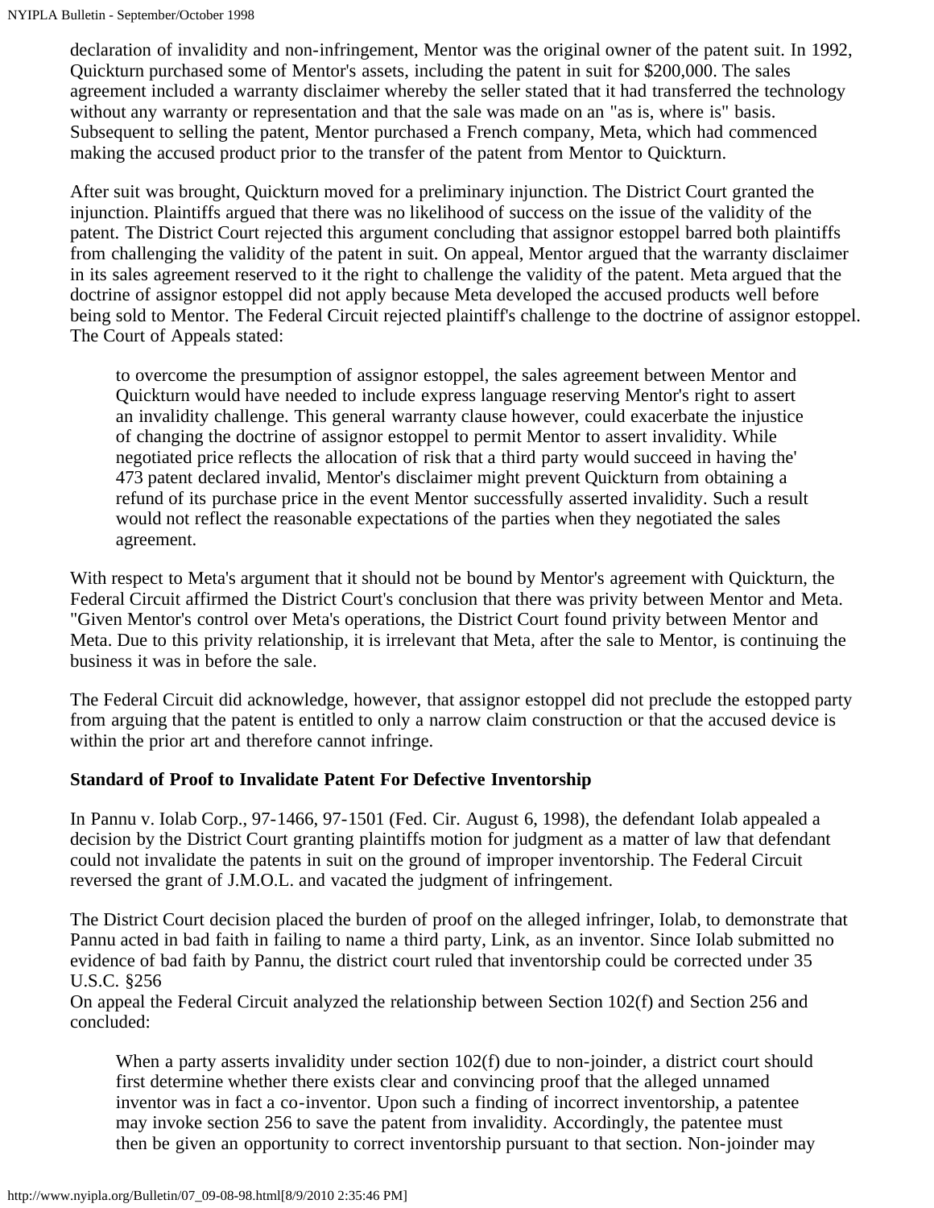declaration of invalidity and non-infringement, Mentor was the original owner of the patent suit. In 1992, Quickturn purchased some of Mentor's assets, including the patent in suit for $200,000. The sales agreement included a warranty disclaimer whereby the seller stated that it had transferred the technology without any warranty or representation and that the sale was made on an "as is, where is" basis. Subsequent to selling the patent, Mentor purchased a French company, Meta, which had commenced making the accused product prior to the transfer of the patent from Mentor to Quickturn.

After suit was brought, Quickturn moved for a preliminary injunction. The District Court granted the injunction. Plaintiffs argued that there was no likelihood of success on the issue of the validity of the patent. The District Court rejected this argument concluding that assignor estoppel barred both plaintiffs from challenging the validity of the patent in suit. On appeal, Mentor argued that the warranty disclaimer in its sales agreement reserved to it the right to challenge the validity of the patent. Meta argued that the doctrine of assignor estoppel did not apply because Meta developed the accused products well before being sold to Mentor. The Federal Circuit rejected plaintiff's challenge to the doctrine of assignor estoppel. The Court of Appeals stated:

> to overcome the presumption of assignor estoppel, the sales agreement between Mentor and Quickturn would have needed to include express language reserving Mentor's right to assert an invalidity challenge. This general warranty clause however, could exacerbate the injustice of changing the doctrine of assignor estoppel to permit Mentor to assert invalidity. While negotiated price reflects the allocation of risk that a third party would succeed in having the' 473 patent declared invalid, Mentor's disclaimer might prevent Quickturn from obtaining a refund of its purchase price in the event Mentor successfully asserted invalidity. Such a result would not reflect the reasonable expectations of the parties when they negotiated the sales agreement.

With respect to Meta's argument that it should not be bound by Mentor's agreement with Quickturn, the Federal Circuit affirmed the District Court's conclusion that there was privity between Mentor and Meta. "Given Mentor's control over Meta's operations, the District Court found privity between Mentor and Meta. Due to this privity relationship, it is irrelevant that Meta, after the sale to Mentor, is continuing the business it was in before the sale.

The Federal Circuit did acknowledge, however, that assignor estoppel did not preclude the estopped party from arguing that the patent is entitled to only a narrow claim construction or that the accused device is within the prior art and therefore cannot infringe.

**Standard of Proof to Invalidate Patent For Defective Inventorship**

In Pannu v. Iolab Corp., 97-1466, 97-1501 (Fed. Cir. August 6, 1998), the defendant Iolab appealed a decision by the District Court granting plaintiffs motion for judgment as a matter of law that defendant could not invalidate the patents in suit on the ground of improper inventorship. The Federal Circuit reversed the grant of J.M.O.L. and vacated the judgment of infringement.

The District Court decision placed the burden of proof on the alleged infringer, Iolab, to demonstrate that Pannu acted in bad faith in failing to name a third party, Link, as an inventor. Since Iolab submitted no evidence of bad faith by Pannu, the district court ruled that inventorship could be corrected under 35 U.S.C. §256
On appeal the Federal Circuit analyzed the relationship between Section 102(f) and Section 256 and concluded:

> When a party asserts invalidity under section 102(f) due to non-joinder, a district court should first determine whether there exists clear and convincing proof that the alleged unnamed inventor was in fact a co-inventor. Upon such a finding of incorrect inventorship, a patentee may invoke section 256 to save the patent from invalidity. Accordingly, the patentee must then be given an opportunity to correct inventorship pursuant to that section. Non-joinder may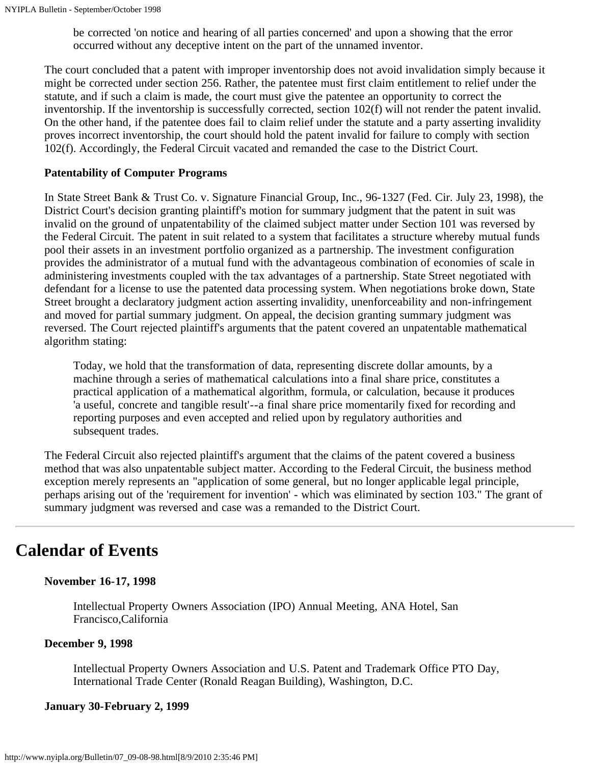> be corrected 'on notice and hearing of all parties concerned' and upon a showing that the error occurred without any deceptive intent on the part of the unnamed inventor.

The court concluded that a patent with improper inventorship does not avoid invalidation simply because it might be corrected under section 256. Rather, the patentee must first claim entitlement to relief under the statute, and if such a claim is made, the court must give the patentee an opportunity to correct the inventorship. If the inventorship is successfully corrected, section 102(f) will not render the patent invalid. On the other hand, if the patentee does fail to claim relief under the statute and a party asserting invalidity proves incorrect inventorship, the court should hold the patent invalid for failure to comply with section 102(f). Accordingly, the Federal Circuit vacated and remanded the case to the District Court.

**Patentability of Computer Programs**

In State Street Bank & Trust Co. v. Signature Financial Group, Inc., 96-1327 (Fed. Cir. July 23, 1998), the District Court's decision granting plaintiff's motion for summary judgment that the patent in suit was invalid on the ground of unpatentability of the claimed subject matter under Section 101 was reversed by the Federal Circuit. The patent in suit related to a system that facilitates a structure whereby mutual funds pool their assets in an investment portfolio organized as a partnership. The investment configuration provides the administrator of a mutual fund with the advantageous combination of economies of scale in administering investments coupled with the tax advantages of a partnership. State Street negotiated with defendant for a license to use the patented data processing system. When negotiations broke down, State Street brought a declaratory judgment action asserting invalidity, unenforceability and non-infringement and moved for partial summary judgment. On appeal, the decision granting summary judgment was reversed. The Court rejected plaintiff's arguments that the patent covered an unpatentable mathematical algorithm stating:

> Today, we hold that the transformation of data, representing discrete dollar amounts, by a machine through a series of mathematical calculations into a final share price, constitutes a practical application of a mathematical algorithm, formula, or calculation, because it produces 'a useful, concrete and tangible result'--a final share price momentarily fixed for recording and reporting purposes and even accepted and relied upon by regulatory authorities and subsequent trades.

The Federal Circuit also rejected plaintiff's argument that the claims of the patent covered a business method that was also unpatentable subject matter. According to the Federal Circuit, the business method exception merely represents an "application of some general, but no longer applicable legal principle, perhaps arising out of the 'requirement for invention' - which was eliminated by section 103." The grant of summary judgment was reversed and case was a remanded to the District Court.

---

# Calendar of Events

**November 16-17, 1998**

> Intellectual Property Owners Association (IPO) Annual Meeting, ANA Hotel, San Francisco,California

**December 9, 1998**

> Intellectual Property Owners Association and U.S. Patent and Trademark Office PTO Day, International Trade Center (Ronald Reagan Building), Washington, D.C.

**January 30-February 2, 1999**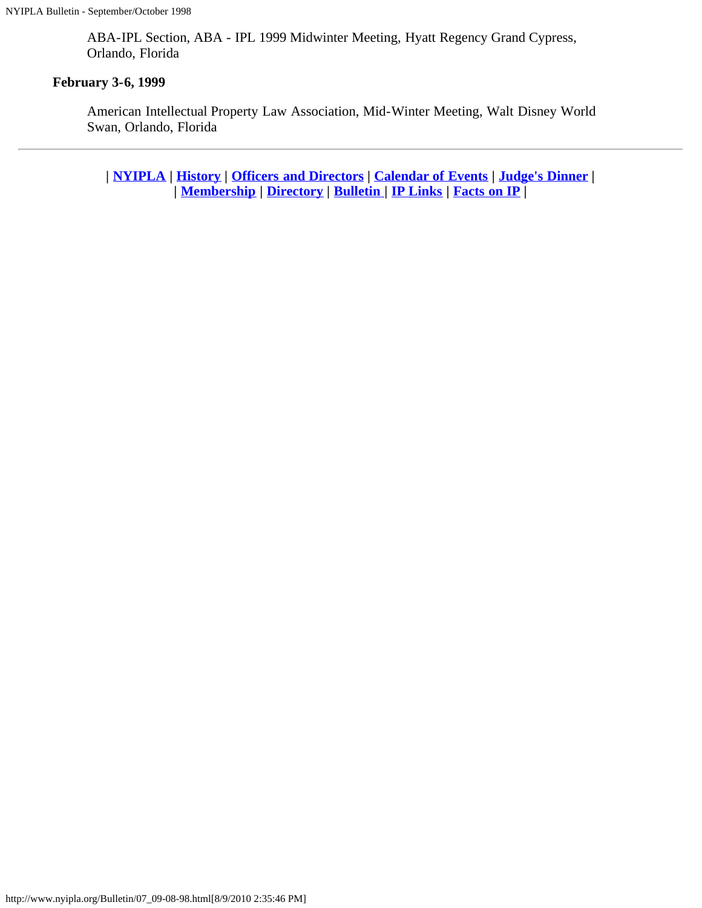ABA-IPL Section, ABA - IPL 1999 Midwinter Meeting, Hyatt Regency Grand Cypress, Orlando, Florida

**February 3-6, 1999**

American Intellectual Property Law Association, Mid-Winter Meeting, Walt Disney World Swan, Orlando, Florida

---

| **NYIPLA** | **History** | **Officers and Directors** | **Calendar of Events** | **Judge's Dinner** |
| **Membership** | **Directory** | **Bulletin** | **IP Links** | **Facts on IP** |